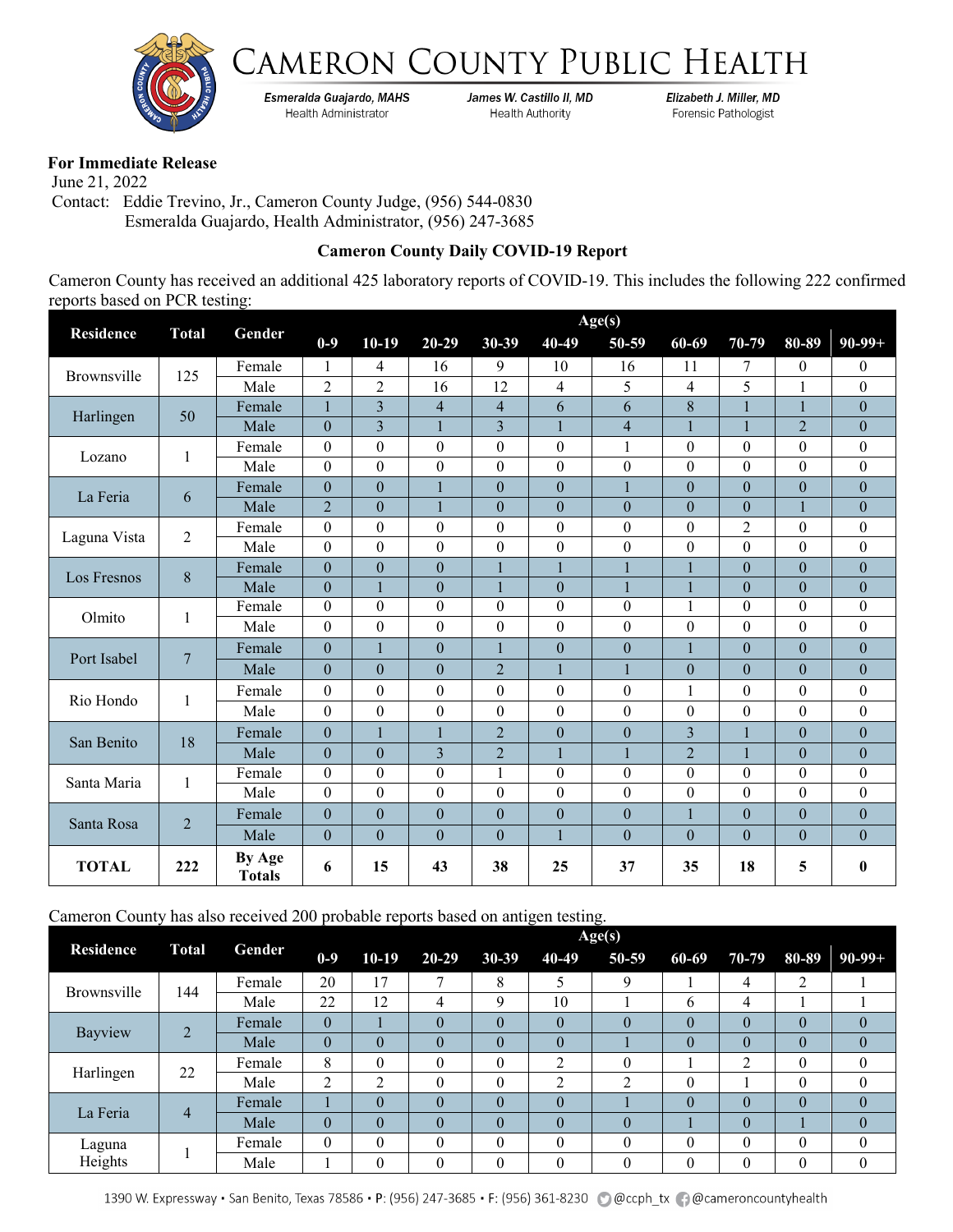# CAMERON COUNTY PUBLIC HEALTH

*Esmeralda Guajardo, MAHS* — Health Administrator
*James W. Castillo II, MD* — Health Authority
*Elizabeth J. Miller, MD* — Forensic Pathologist

**For Immediate Release**
June 21, 2022
Contact: Eddie Trevino, Jr., Cameron County Judge, (956) 544-0830
Esmeralda Guajardo, Health Administrator, (956) 247-3685

**Cameron County Daily COVID-19 Report**

Cameron County has received an additional 425 laboratory reports of COVID-19. This includes the following 222 confirmed reports based on PCR testing:

| Residence | Total | Gender | Age(s) 0-9 | 10-19 | 20-29 | 30-39 | 40-49 | 50-59 | 60-69 | 70-79 | 80-89 | 90-99+ |
|---|---|---|---|---|---|---|---|---|---|---|---|---|
| Brownsville | 125 | Female | 1 | 4 | 16 | 9 | 10 | 16 | 11 | 7 | 0 | 0 |
| | | Male | 2 | 2 | 16 | 12 | 4 | 5 | 4 | 5 | 1 | 0 |
| Harlingen | 50 | Female | 1 | 3 | 4 | 4 | 6 | 6 | 8 | 1 | 1 | 0 |
| | | Male | 0 | 3 | 1 | 3 | 1 | 4 | 1 | 1 | 2 | 0 |
| Lozano | 1 | Female | 0 | 0 | 0 | 0 | 0 | 1 | 0 | 0 | 0 | 0 |
| | | Male | 0 | 0 | 0 | 0 | 0 | 0 | 0 | 0 | 0 | 0 |
| La Feria | 6 | Female | 0 | 0 | 1 | 0 | 0 | 1 | 0 | 0 | 0 | 0 |
| | | Male | 2 | 0 | 1 | 0 | 0 | 0 | 0 | 0 | 1 | 0 |
| Laguna Vista | 2 | Female | 0 | 0 | 0 | 0 | 0 | 0 | 0 | 2 | 0 | 0 |
| | | Male | 0 | 0 | 0 | 0 | 0 | 0 | 0 | 0 | 0 | 0 |
| Los Fresnos | 8 | Female | 0 | 0 | 0 | 1 | 1 | 1 | 1 | 0 | 0 | 0 |
| | | Male | 0 | 1 | 0 | 1 | 0 | 1 | 1 | 0 | 0 | 0 |
| Olmito | 1 | Female | 0 | 0 | 0 | 0 | 0 | 0 | 1 | 0 | 0 | 0 |
| | | Male | 0 | 0 | 0 | 0 | 0 | 0 | 0 | 0 | 0 | 0 |
| Port Isabel | 7 | Female | 0 | 1 | 0 | 1 | 0 | 0 | 1 | 0 | 0 | 0 |
| | | Male | 0 | 0 | 0 | 2 | 1 | 1 | 0 | 0 | 0 | 0 |
| Rio Hondo | 1 | Female | 0 | 0 | 0 | 0 | 0 | 0 | 1 | 0 | 0 | 0 |
| | | Male | 0 | 0 | 0 | 0 | 0 | 0 | 0 | 0 | 0 | 0 |
| San Benito | 18 | Female | 0 | 1 | 1 | 2 | 0 | 0 | 3 | 1 | 0 | 0 |
| | | Male | 0 | 0 | 3 | 2 | 1 | 1 | 2 | 1 | 0 | 0 |
| Santa Maria | 1 | Female | 0 | 0 | 0 | 1 | 0 | 0 | 0 | 0 | 0 | 0 |
| | | Male | 0 | 0 | 0 | 0 | 0 | 0 | 0 | 0 | 0 | 0 |
| Santa Rosa | 2 | Female | 0 | 0 | 0 | 0 | 0 | 0 | 1 | 0 | 0 | 0 |
| | | Male | 0 | 0 | 0 | 0 | 1 | 0 | 0 | 0 | 0 | 0 |
| **TOTAL** | **222** | **By Age Totals** | **6** | **15** | **43** | **38** | **25** | **37** | **35** | **18** | **5** | **0** |

Cameron County has also received 200 probable reports based on antigen testing.

| Residence | Total | Gender | Age(s) 0-9 | 10-19 | 20-29 | 30-39 | 40-49 | 50-59 | 60-69 | 70-79 | 80-89 | 90-99+ |
|---|---|---|---|---|---|---|---|---|---|---|---|---|
| Brownsville | 144 | Female | 20 | 17 | 7 | 8 | 5 | 9 | 1 | 4 | 2 | 1 |
| | | Male | 22 | 12 | 4 | 9 | 10 | 1 | 6 | 4 | 1 | 1 |
| Bayview | 2 | Female | 0 | 1 | 0 | 0 | 0 | 0 | 0 | 0 | 0 | 0 |
| | | Male | 0 | 0 | 0 | 0 | 0 | 1 | 0 | 0 | 0 | 0 |
| Harlingen | 22 | Female | 8 | 0 | 0 | 0 | 2 | 0 | 1 | 2 | 0 | 0 |
| | | Male | 2 | 2 | 0 | 0 | 2 | 2 | 0 | 1 | 0 | 0 |
| La Feria | 4 | Female | 1 | 0 | 0 | 0 | 0 | 1 | 0 | 0 | 0 | 0 |
| | | Male | 0 | 0 | 0 | 0 | 0 | 0 | 1 | 0 | 1 | 0 |
| Laguna Heights | 1 | Female | 0 | 0 | 0 | 0 | 0 | 0 | 0 | 0 | 0 | 0 |
| | | Male | 1 | 0 | 0 | 0 | 0 | 0 | 0 | 0 | 0 | 0 |

1390 W. Expressway • San Benito, Texas 78586 • P: (956) 247-3685 • F: (956) 361-8230 @ccph_tx @cameroncountyhealth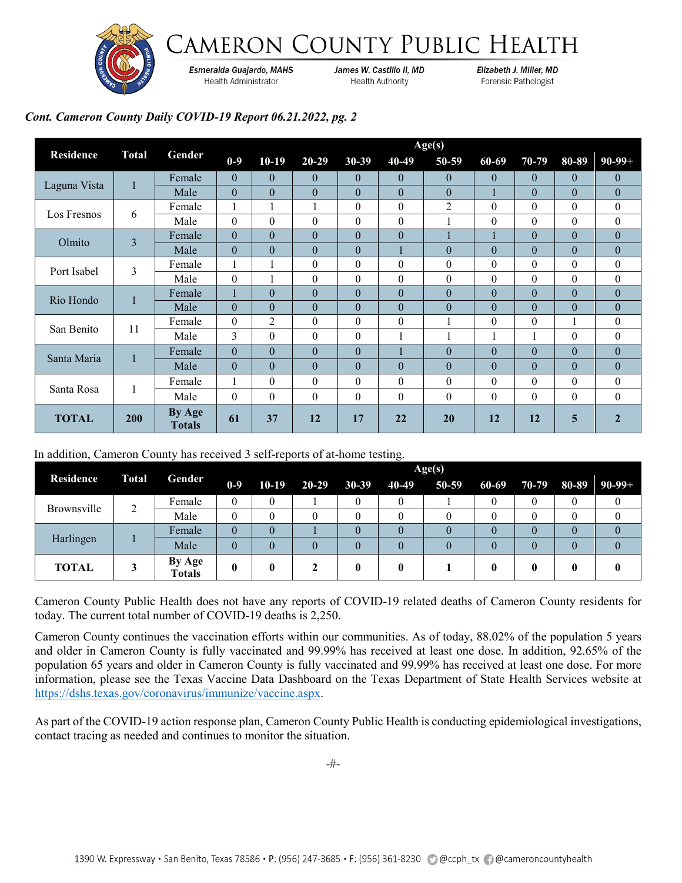*Cont. Cameron County Daily COVID-19 Report 06.21.2022, pg. 2*

| Residence | Total | Gender | Age(s) | | | | | | | | | |
|---|---|---|---|---|---|---|---|---|---|---|---|---|
| | | | 0-9 | 10-19 | 20-29 | 30-39 | 40-49 | 50-59 | 60-69 | 70-79 | 80-89 | 90-99+ |
| Laguna Vista | 1 | Female | 0 | 0 | 0 | 0 | 0 | 0 | 0 | 0 | 0 | 0 |
| | | Male | 0 | 0 | 0 | 0 | 0 | 0 | 1 | 0 | 0 | 0 |
| Los Fresnos | 6 | Female | 1 | 1 | 1 | 0 | 0 | 2 | 0 | 0 | 0 | 0 |
| | | Male | 0 | 0 | 0 | 0 | 0 | 1 | 0 | 0 | 0 | 0 |
| Olmito | 3 | Female | 0 | 0 | 0 | 0 | 0 | 1 | 1 | 0 | 0 | 0 |
| | | Male | 0 | 0 | 0 | 0 | 1 | 0 | 0 | 0 | 0 | 0 |
| Port Isabel | 3 | Female | 1 | 1 | 0 | 0 | 0 | 0 | 0 | 0 | 0 | 0 |
| | | Male | 0 | 1 | 0 | 0 | 0 | 0 | 0 | 0 | 0 | 0 |
| Rio Hondo | 1 | Female | 1 | 0 | 0 | 0 | 0 | 0 | 0 | 0 | 0 | 0 |
| | | Male | 0 | 0 | 0 | 0 | 0 | 0 | 0 | 0 | 0 | 0 |
| San Benito | 11 | Female | 0 | 2 | 0 | 0 | 0 | 1 | 0 | 0 | 1 | 0 |
| | | Male | 3 | 0 | 0 | 0 | 1 | 1 | 1 | 1 | 0 | 0 |
| Santa Maria | 1 | Female | 0 | 0 | 0 | 0 | 1 | 0 | 0 | 0 | 0 | 0 |
| | | Male | 0 | 0 | 0 | 0 | 0 | 0 | 0 | 0 | 0 | 0 |
| Santa Rosa | 1 | Female | 1 | 0 | 0 | 0 | 0 | 0 | 0 | 0 | 0 | 0 |
| | | Male | 0 | 0 | 0 | 0 | 0 | 0 | 0 | 0 | 0 | 0 |
| **TOTAL** | **200** | **By Age Totals** | **61** | **37** | **12** | **17** | **22** | **20** | **12** | **12** | **5** | **2** |

In addition, Cameron County has received 3 self-reports of at-home testing.

| Residence | Total | Gender | Age(s) | | | | | | | | | |
|---|---|---|---|---|---|---|---|---|---|---|---|---|
| | | | 0-9 | 10-19 | 20-29 | 30-39 | 40-49 | 50-59 | 60-69 | 70-79 | 80-89 | 90-99+ |
| Brownsville | 2 | Female | 0 | 0 | 1 | 0 | 0 | 1 | 0 | 0 | 0 | 0 |
| | | Male | 0 | 0 | 0 | 0 | 0 | 0 | 0 | 0 | 0 | 0 |
| Harlingen | 1 | Female | 0 | 0 | 1 | 0 | 0 | 0 | 0 | 0 | 0 | 0 |
| | | Male | 0 | 0 | 0 | 0 | 0 | 0 | 0 | 0 | 0 | 0 |
| **TOTAL** | **3** | **By Age Totals** | **0** | **0** | **2** | **0** | **0** | **1** | **0** | **0** | **0** | **0** |

Cameron County Public Health does not have any reports of COVID-19 related deaths of Cameron County residents for today. The current total number of COVID-19 deaths is 2,250.

Cameron County continues the vaccination efforts within our communities. As of today, 88.02% of the population 5 years and older in Cameron County is fully vaccinated and 99.99% has received at least one dose. In addition, 92.65% of the population 65 years and older in Cameron County is fully vaccinated and 99.99% has received at least one dose. For more information, please see the Texas Vaccine Data Dashboard on the Texas Department of State Health Services website at https://dshs.texas.gov/coronavirus/immunize/vaccine.aspx.

As part of the COVID-19 action response plan, Cameron County Public Health is conducting epidemiological investigations, contact tracing as needed and continues to monitor the situation.

-#-